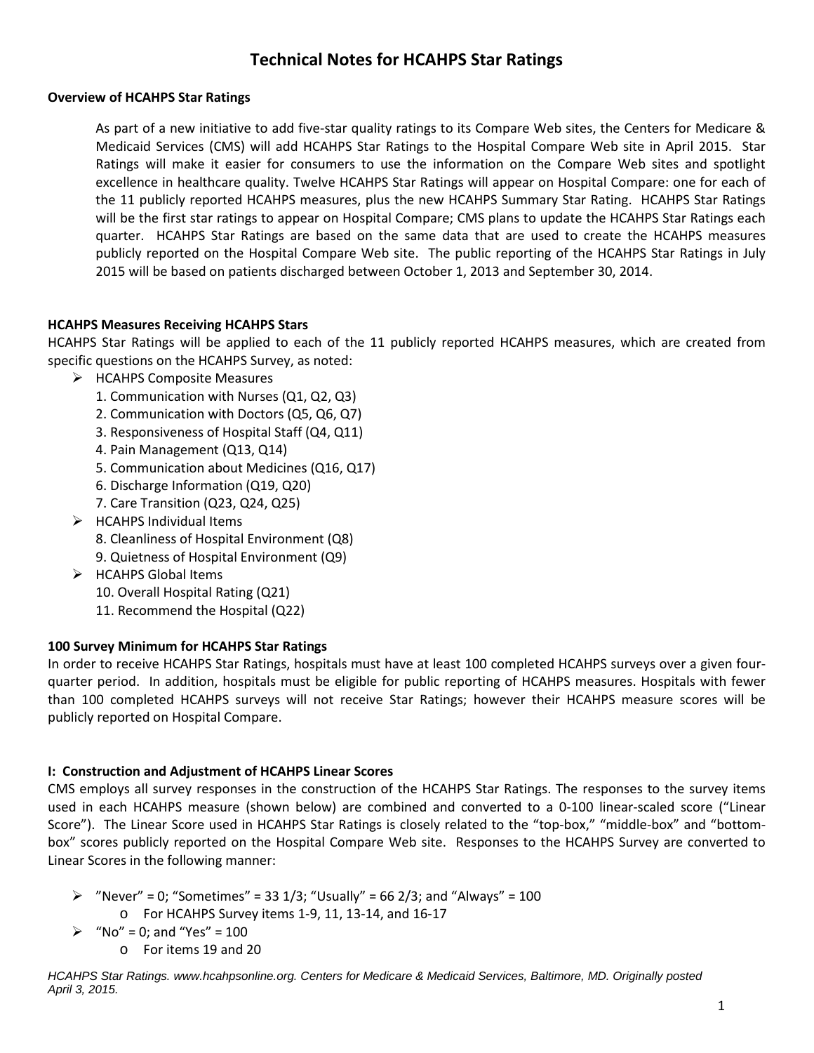# Technical Notes for HCAHPS Star Ratings

**Overview of HCAHPS Star Ratings**

As part of a new initiative to add five-star quality ratings to its Compare Web sites, the Centers for Medicare & Medicaid Services (CMS) will add HCAHPS Star Ratings to the Hospital Compare Web site in April 2015. Star Ratings will make it easier for consumers to use the information on the Compare Web sites and spotlight excellence in healthcare quality. Twelve HCAHPS Star Ratings will appear on Hospital Compare: one for each of the 11 publicly reported HCAHPS measures, plus the new HCAHPS Summary Star Rating. HCAHPS Star Ratings will be the first star ratings to appear on Hospital Compare; CMS plans to update the HCAHPS Star Ratings each quarter. HCAHPS Star Ratings are based on the same data that are used to create the HCAHPS measures publicly reported on the Hospital Compare Web site. The public reporting of the HCAHPS Star Ratings in July 2015 will be based on patients discharged between October 1, 2013 and September 30, 2014.

**HCAHPS Measures Receiving HCAHPS Stars**

HCAHPS Star Ratings will be applied to each of the 11 publicly reported HCAHPS measures, which are created from specific questions on the HCAHPS Survey, as noted:

- HCAHPS Composite Measures
  1. Communication with Nurses (Q1, Q2, Q3)
  2. Communication with Doctors (Q5, Q6, Q7)
  3. Responsiveness of Hospital Staff (Q4, Q11)
  4. Pain Management (Q13, Q14)
  5. Communication about Medicines (Q16, Q17)
  6. Discharge Information (Q19, Q20)
  7. Care Transition (Q23, Q24, Q25)
- HCAHPS Individual Items
  8. Cleanliness of Hospital Environment (Q8)
  9. Quietness of Hospital Environment (Q9)
- HCAHPS Global Items
  10. Overall Hospital Rating (Q21)
  11. Recommend the Hospital (Q22)

**100 Survey Minimum for HCAHPS Star Ratings**

In order to receive HCAHPS Star Ratings, hospitals must have at least 100 completed HCAHPS surveys over a given four-quarter period. In addition, hospitals must be eligible for public reporting of HCAHPS measures. Hospitals with fewer than 100 completed HCAHPS surveys will not receive Star Ratings; however their HCAHPS measure scores will be publicly reported on Hospital Compare.

**I: Construction and Adjustment of HCAHPS Linear Scores**

CMS employs all survey responses in the construction of the HCAHPS Star Ratings. The responses to the survey items used in each HCAHPS measure (shown below) are combined and converted to a 0-100 linear-scaled score ("Linear Score"). The Linear Score used in HCAHPS Star Ratings is closely related to the "top-box," "middle-box" and "bottom-box" scores publicly reported on the Hospital Compare Web site. Responses to the HCAHPS Survey are converted to Linear Scores in the following manner:

- "Never" = 0; "Sometimes" = 33 1/3; "Usually" = 66 2/3; and "Always" = 100
  - For HCAHPS Survey items 1-9, 11, 13-14, and 16-17
- "No" = 0; and "Yes" = 100
  - For items 19 and 20

*HCAHPS Star Ratings. www.hcahpsonline.org. Centers for Medicare & Medicaid Services, Baltimore, MD. Originally posted April 3, 2015.*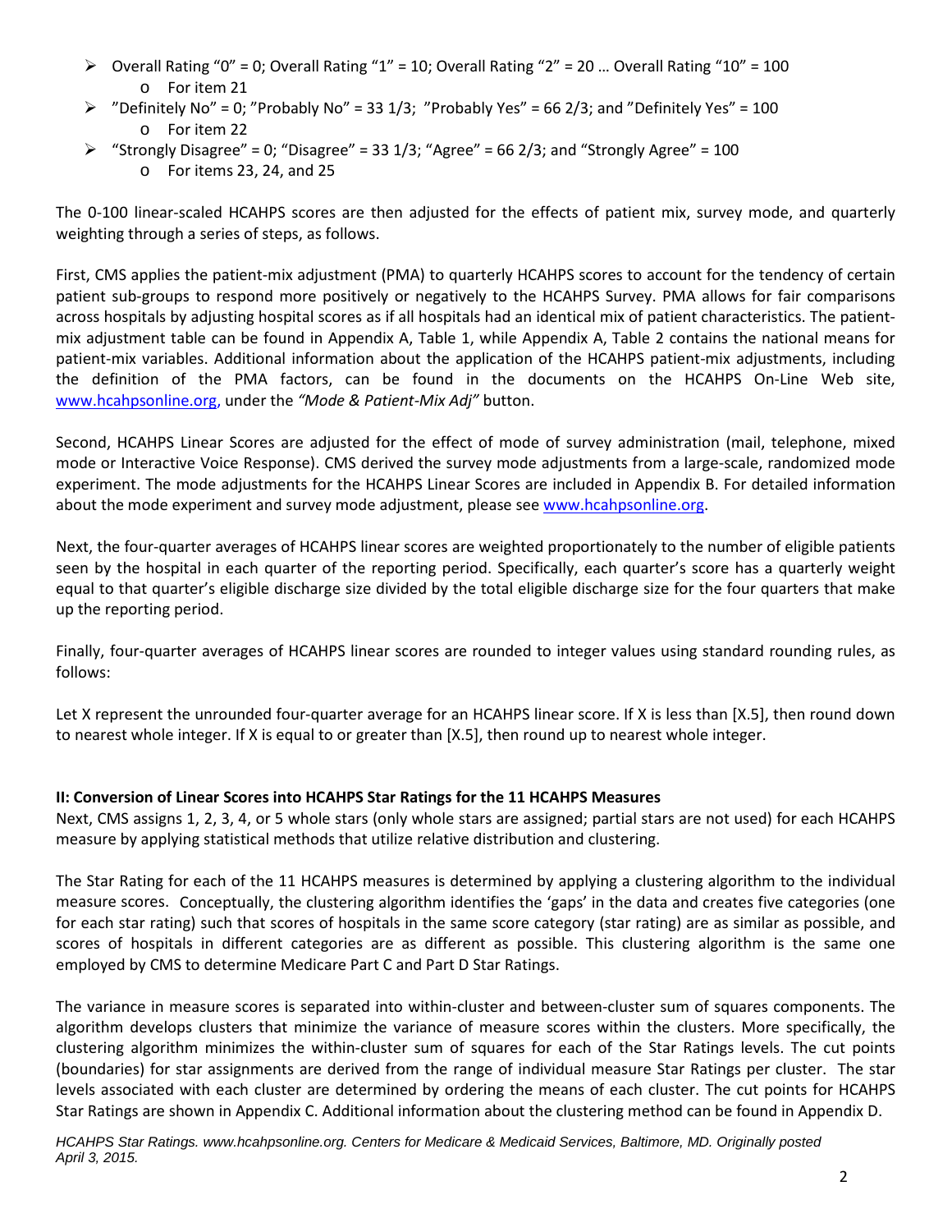- Overall Rating "0" = 0; Overall Rating "1" = 10; Overall Rating "2" = 20 … Overall Rating "10" = 100
  - For item 21
- "Definitely No" = 0; "Probably No" = 33 1/3; "Probably Yes" = 66 2/3; and "Definitely Yes" = 100
  - For item 22
- "Strongly Disagree" = 0; "Disagree" = 33 1/3; "Agree" = 66 2/3; and "Strongly Agree" = 100
  - For items 23, 24, and 25

The 0-100 linear-scaled HCAHPS scores are then adjusted for the effects of patient mix, survey mode, and quarterly weighting through a series of steps, as follows.

First, CMS applies the patient-mix adjustment (PMA) to quarterly HCAHPS scores to account for the tendency of certain patient sub-groups to respond more positively or negatively to the HCAHPS Survey. PMA allows for fair comparisons across hospitals by adjusting hospital scores as if all hospitals had an identical mix of patient characteristics. The patient-mix adjustment table can be found in Appendix A, Table 1, while Appendix A, Table 2 contains the national means for patient-mix variables. Additional information about the application of the HCAHPS patient-mix adjustments, including the definition of the PMA factors, can be found in the documents on the HCAHPS On-Line Web site, www.hcahpsonline.org, under the *"Mode & Patient-Mix Adj"* button.

Second, HCAHPS Linear Scores are adjusted for the effect of mode of survey administration (mail, telephone, mixed mode or Interactive Voice Response). CMS derived the survey mode adjustments from a large-scale, randomized mode experiment. The mode adjustments for the HCAHPS Linear Scores are included in Appendix B. For detailed information about the mode experiment and survey mode adjustment, please see www.hcahpsonline.org.

Next, the four-quarter averages of HCAHPS linear scores are weighted proportionately to the number of eligible patients seen by the hospital in each quarter of the reporting period. Specifically, each quarter's score has a quarterly weight equal to that quarter's eligible discharge size divided by the total eligible discharge size for the four quarters that make up the reporting period.

Finally, four-quarter averages of HCAHPS linear scores are rounded to integer values using standard rounding rules, as follows:

Let X represent the unrounded four-quarter average for an HCAHPS linear score. If X is less than [X.5], then round down to nearest whole integer. If X is equal to or greater than [X.5], then round up to nearest whole integer.

### II: Conversion of Linear Scores into HCAHPS Star Ratings for the 11 HCAHPS Measures

Next, CMS assigns 1, 2, 3, 4, or 5 whole stars (only whole stars are assigned; partial stars are not used) for each HCAHPS measure by applying statistical methods that utilize relative distribution and clustering.

The Star Rating for each of the 11 HCAHPS measures is determined by applying a clustering algorithm to the individual measure scores. Conceptually, the clustering algorithm identifies the 'gaps' in the data and creates five categories (one for each star rating) such that scores of hospitals in the same score category (star rating) are as similar as possible, and scores of hospitals in different categories are as different as possible. This clustering algorithm is the same one employed by CMS to determine Medicare Part C and Part D Star Ratings.

The variance in measure scores is separated into within-cluster and between-cluster sum of squares components. The algorithm develops clusters that minimize the variance of measure scores within the clusters. More specifically, the clustering algorithm minimizes the within-cluster sum of squares for each of the Star Ratings levels. The cut points (boundaries) for star assignments are derived from the range of individual measure Star Ratings per cluster. The star levels associated with each cluster are determined by ordering the means of each cluster. The cut points for HCAHPS Star Ratings are shown in Appendix C. Additional information about the clustering method can be found in Appendix D.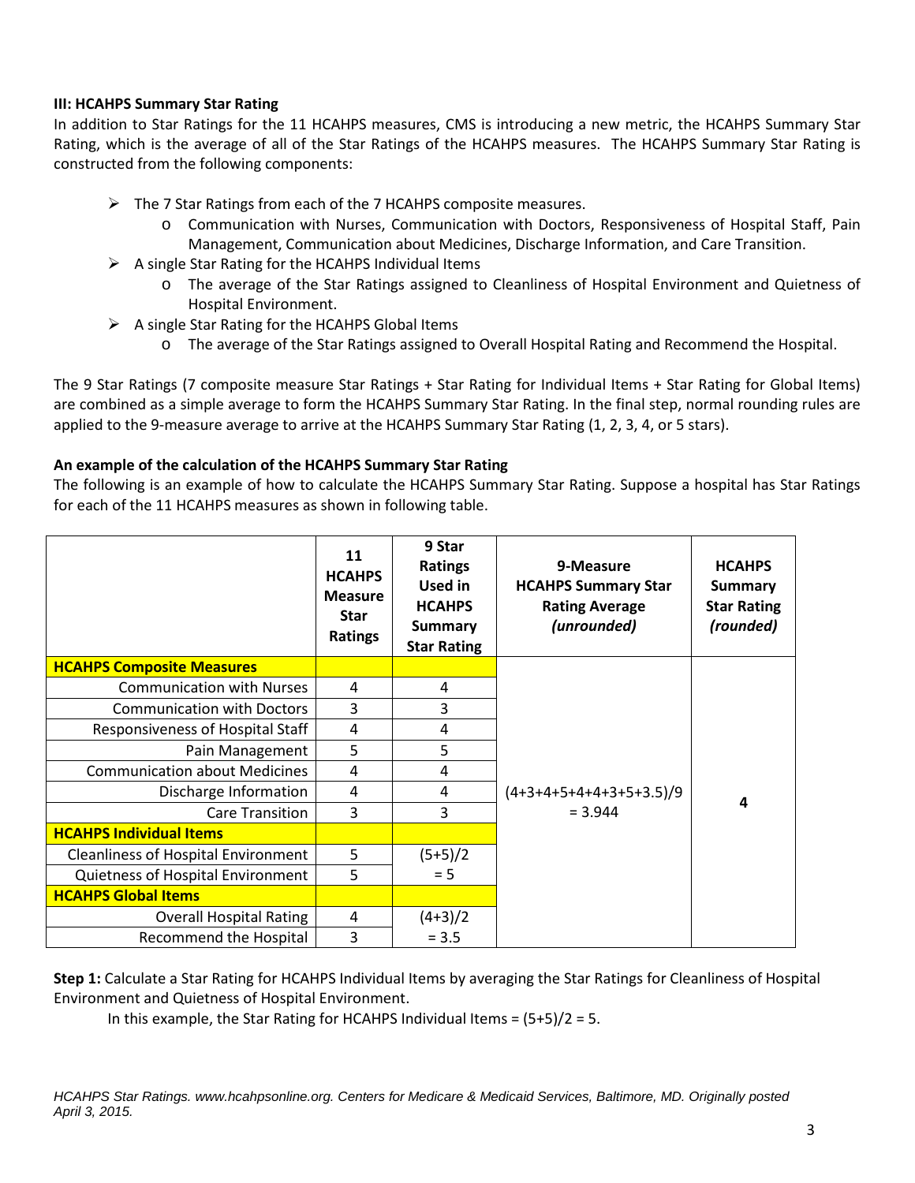### III: HCAHPS Summary Star Rating

In addition to Star Ratings for the 11 HCAHPS measures, CMS is introducing a new metric, the HCAHPS Summary Star Rating, which is the average of all of the Star Ratings of the HCAHPS measures. The HCAHPS Summary Star Rating is constructed from the following components:

- The 7 Star Ratings from each of the 7 HCAHPS composite measures.
  - Communication with Nurses, Communication with Doctors, Responsiveness of Hospital Staff, Pain Management, Communication about Medicines, Discharge Information, and Care Transition.
- A single Star Rating for the HCAHPS Individual Items
  - The average of the Star Ratings assigned to Cleanliness of Hospital Environment and Quietness of Hospital Environment.
- A single Star Rating for the HCAHPS Global Items
  - The average of the Star Ratings assigned to Overall Hospital Rating and Recommend the Hospital.

The 9 Star Ratings (7 composite measure Star Ratings + Star Rating for Individual Items + Star Rating for Global Items) are combined as a simple average to form the HCAHPS Summary Star Rating. In the final step, normal rounding rules are applied to the 9-measure average to arrive at the HCAHPS Summary Star Rating (1, 2, 3, 4, or 5 stars).

**An example of the calculation of the HCAHPS Summary Star Rating**

The following is an example of how to calculate the HCAHPS Summary Star Rating. Suppose a hospital has Star Ratings for each of the 11 HCAHPS measures as shown in following table.

| | 11 HCAHPS Measure Star Ratings | 9 Star Ratings Used in HCAHPS Summary Star Rating | 9-Measure HCAHPS Summary Star Rating Average *(unrounded)* | HCAHPS Summary Star Rating *(rounded)* |
|---|---|---|---|---|
| **HCAHPS Composite Measures** | | | (4+3+4+5+4+4+3+5+3.5)/9 = 3.944 | **4** |
| Communication with Nurses | 4 | 4 | | |
| Communication with Doctors | 3 | 3 | | |
| Responsiveness of Hospital Staff | 4 | 4 | | |
| Pain Management | 5 | 5 | | |
| Communication about Medicines | 4 | 4 | | |
| Discharge Information | 4 | 4 | | |
| Care Transition | 3 | 3 | | |
| **HCAHPS Individual Items** | | | | |
| Cleanliness of Hospital Environment | 5 | (5+5)/2 = 5 | | |
| Quietness of Hospital Environment | 5 | | | |
| **HCAHPS Global Items** | | | | |
| Overall Hospital Rating | 4 | (4+3)/2 = 3.5 | | |
| Recommend the Hospital | 3 | | | |

**Step 1:** Calculate a Star Rating for HCAHPS Individual Items by averaging the Star Ratings for Cleanliness of Hospital Environment and Quietness of Hospital Environment.

In this example, the Star Rating for HCAHPS Individual Items = (5+5)/2 = 5.

*HCAHPS Star Ratings. www.hcahpsonline.org. Centers for Medicare & Medicaid Services, Baltimore, MD. Originally posted April 3, 2015.*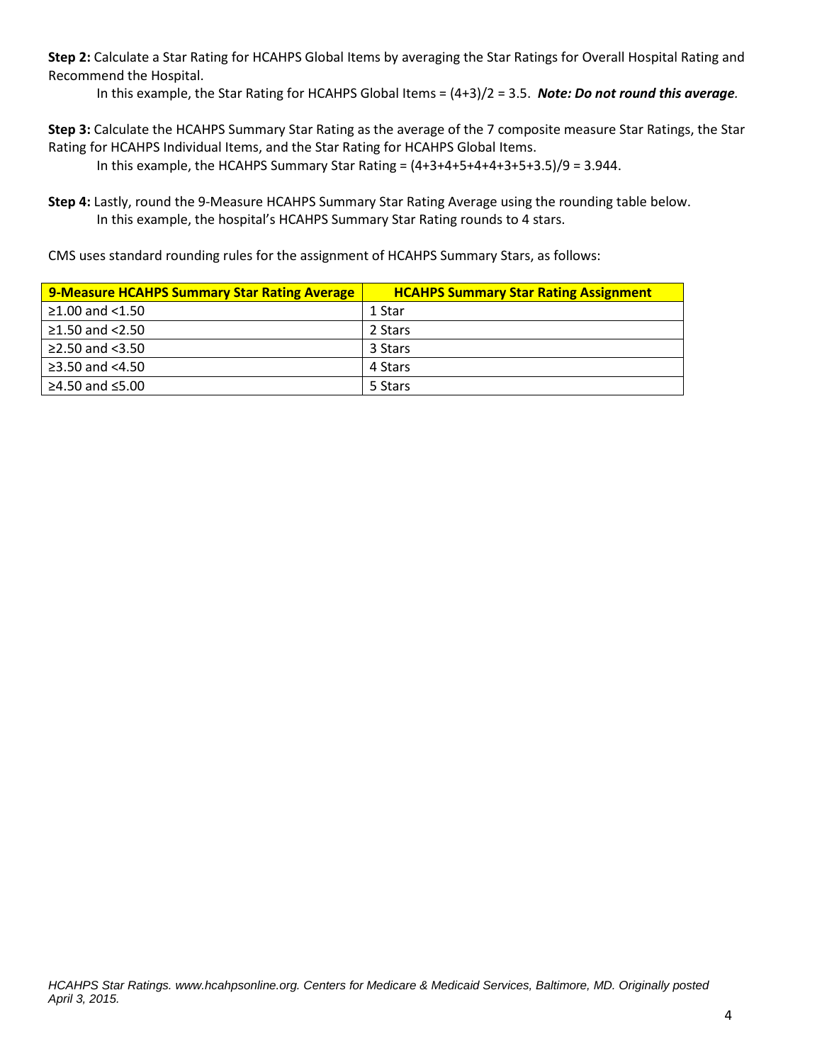**Step 2:** Calculate a Star Rating for HCAHPS Global Items by averaging the Star Ratings for Overall Hospital Rating and Recommend the Hospital.

In this example, the Star Rating for HCAHPS Global Items = (4+3)/2 = 3.5. ***Note: Do not round this average.***

**Step 3:** Calculate the HCAHPS Summary Star Rating as the average of the 7 composite measure Star Ratings, the Star Rating for HCAHPS Individual Items, and the Star Rating for HCAHPS Global Items.

In this example, the HCAHPS Summary Star Rating = (4+3+4+5+4+4+3+5+3.5)/9 = 3.944.

**Step 4:** Lastly, round the 9-Measure HCAHPS Summary Star Rating Average using the rounding table below.

In this example, the hospital's HCAHPS Summary Star Rating rounds to 4 stars.

CMS uses standard rounding rules for the assignment of HCAHPS Summary Stars, as follows:

| 9-Measure HCAHPS Summary Star Rating Average | HCAHPS Summary Star Rating Assignment |
|---|---|
| ≥1.00 and <1.50 | 1 Star |
| ≥1.50 and <2.50 | 2 Stars |
| ≥2.50 and <3.50 | 3 Stars |
| ≥3.50 and <4.50 | 4 Stars |
| ≥4.50 and ≤5.00 | 5 Stars |

*HCAHPS Star Ratings. www.hcahpsonline.org. Centers for Medicare & Medicaid Services, Baltimore, MD. Originally posted April 3, 2015.*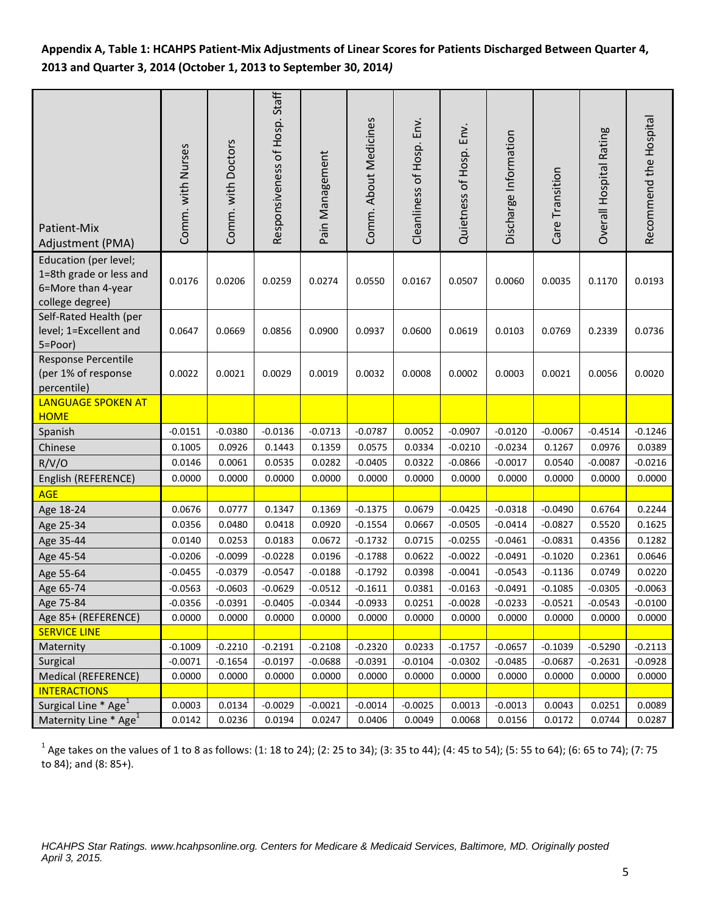**Appendix A, Table 1: HCAHPS Patient-Mix Adjustments of Linear Scores for Patients Discharged Between Quarter 4, 2013 and Quarter 3, 2014 (October 1, 2013 to September 30, 2014)**

| Patient-Mix Adjustment (PMA) | Comm. with Nurses | Comm. with Doctors | Responsiveness of Hosp. Staff | Pain Management | Comm. About Medicines | Cleanliness of Hosp. Env. | Quietness of Hosp. Env. | Discharge Information | Care Transition | Overall Hospital Rating | Recommend the Hospital |
|---|---|---|---|---|---|---|---|---|---|---|---|
| Education (per level; 1=8th grade or less and 6=More than 4-year college degree) | 0.0176 | 0.0206 | 0.0259 | 0.0274 | 0.0550 | 0.0167 | 0.0507 | 0.0060 | 0.0035 | 0.1170 | 0.0193 |
| Self-Rated Health (per level; 1=Excellent and 5=Poor) | 0.0647 | 0.0669 | 0.0856 | 0.0900 | 0.0937 | 0.0600 | 0.0619 | 0.0103 | 0.0769 | 0.2339 | 0.0736 |
| Response Percentile (per 1% of response percentile) | 0.0022 | 0.0021 | 0.0029 | 0.0019 | 0.0032 | 0.0008 | 0.0002 | 0.0003 | 0.0021 | 0.0056 | 0.0020 |
| LANGUAGE SPOKEN AT HOME | | | | | | | | | | | |
| Spanish | -0.0151 | -0.0380 | -0.0136 | -0.0713 | -0.0787 | 0.0052 | -0.0907 | -0.0120 | -0.0067 | -0.4514 | -0.1246 |
| Chinese | 0.1005 | 0.0926 | 0.1443 | 0.1359 | 0.0575 | 0.0334 | -0.0210 | -0.0234 | 0.1267 | 0.0976 | 0.0389 |
| R/V/O | 0.0146 | 0.0061 | 0.0535 | 0.0282 | -0.0405 | 0.0322 | -0.0866 | -0.0017 | 0.0540 | -0.0087 | -0.0216 |
| English (REFERENCE) | 0.0000 | 0.0000 | 0.0000 | 0.0000 | 0.0000 | 0.0000 | 0.0000 | 0.0000 | 0.0000 | 0.0000 | 0.0000 |
| AGE | | | | | | | | | | | |
| Age 18-24 | 0.0676 | 0.0777 | 0.1347 | 0.1369 | -0.1375 | 0.0679 | -0.0425 | -0.0318 | -0.0490 | 0.6764 | 0.2244 |
| Age 25-34 | 0.0356 | 0.0480 | 0.0418 | 0.0920 | -0.1554 | 0.0667 | -0.0505 | -0.0414 | -0.0827 | 0.5520 | 0.1625 |
| Age 35-44 | 0.0140 | 0.0253 | 0.0183 | 0.0672 | -0.1732 | 0.0715 | -0.0255 | -0.0461 | -0.0831 | 0.4356 | 0.1282 |
| Age 45-54 | -0.0206 | -0.0099 | -0.0228 | 0.0196 | -0.1788 | 0.0622 | -0.0022 | -0.0491 | -0.1020 | 0.2361 | 0.0646 |
| Age 55-64 | -0.0455 | -0.0379 | -0.0547 | -0.0188 | -0.1792 | 0.0398 | -0.0041 | -0.0543 | -0.1136 | 0.0749 | 0.0220 |
| Age 65-74 | -0.0563 | -0.0603 | -0.0629 | -0.0512 | -0.1611 | 0.0381 | -0.0163 | -0.0491 | -0.1085 | -0.0305 | -0.0063 |
| Age 75-84 | -0.0356 | -0.0391 | -0.0405 | -0.0344 | -0.0933 | 0.0251 | -0.0028 | -0.0233 | -0.0521 | -0.0543 | -0.0100 |
| Age 85+ (REFERENCE) | 0.0000 | 0.0000 | 0.0000 | 0.0000 | 0.0000 | 0.0000 | 0.0000 | 0.0000 | 0.0000 | 0.0000 | 0.0000 |
| SERVICE LINE | | | | | | | | | | | |
| Maternity | -0.1009 | -0.2210 | -0.2191 | -0.2108 | -0.2320 | 0.0233 | -0.1757 | -0.0657 | -0.1039 | -0.5290 | -0.2113 |
| Surgical | -0.0071 | -0.1654 | -0.0197 | -0.0688 | -0.0391 | -0.0104 | -0.0302 | -0.0485 | -0.0687 | -0.2631 | -0.0928 |
| Medical (REFERENCE) | 0.0000 | 0.0000 | 0.0000 | 0.0000 | 0.0000 | 0.0000 | 0.0000 | 0.0000 | 0.0000 | 0.0000 | 0.0000 |
| INTERACTIONS | | | | | | | | | | | |
| Surgical Line * Age[1] | 0.0003 | 0.0134 | -0.0029 | -0.0021 | -0.0014 | -0.0025 | 0.0013 | -0.0013 | 0.0043 | 0.0251 | 0.0089 |
| Maternity Line * Age[1] | 0.0142 | 0.0236 | 0.0194 | 0.0247 | 0.0406 | 0.0049 | 0.0068 | 0.0156 | 0.0172 | 0.0744 | 0.0287 |

[1] Age takes on the values of 1 to 8 as follows: (1: 18 to 24); (2: 25 to 34); (3: 35 to 44); (4: 45 to 54); (5: 55 to 64); (6: 65 to 74); (7: 75 to 84); and (8: 85+).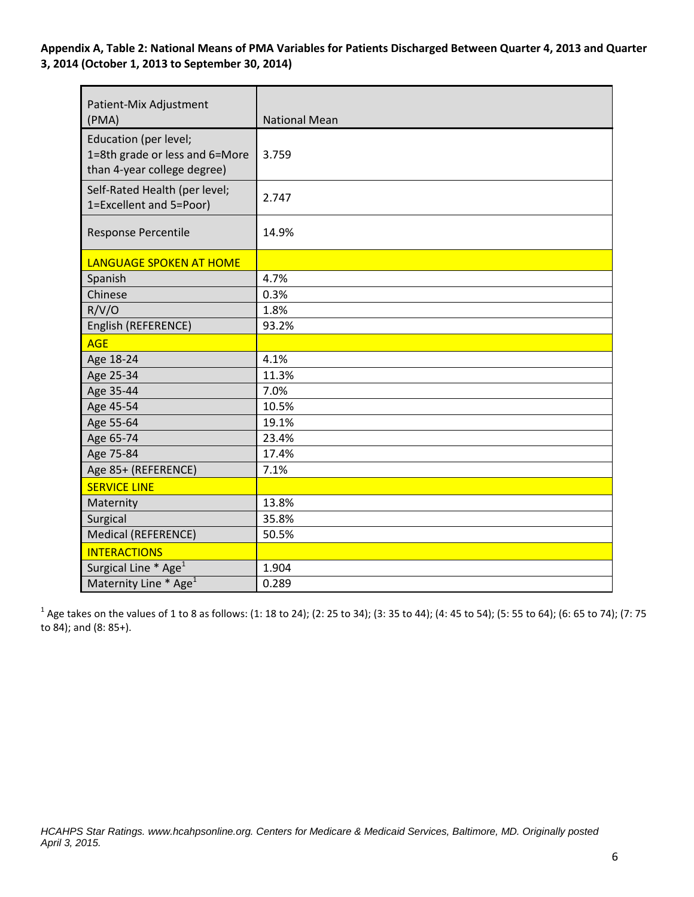**Appendix A, Table 2: National Means of PMA Variables for Patients Discharged Between Quarter 4, 2013 and Quarter 3, 2014 (October 1, 2013 to September 30, 2014)**

| Patient-Mix Adjustment (PMA) | National Mean |
|---|---|
| Education (per level; 1=8th grade or less and 6=More than 4-year college degree) | 3.759 |
| Self-Rated Health (per level; 1=Excellent and 5=Poor) | 2.747 |
| Response Percentile | 14.9% |
| LANGUAGE SPOKEN AT HOME | |
| Spanish | 4.7% |
| Chinese | 0.3% |
| R/V/O | 1.8% |
| English (REFERENCE) | 93.2% |
| AGE | |
| Age 18-24 | 4.1% |
| Age 25-34 | 11.3% |
| Age 35-44 | 7.0% |
| Age 45-54 | 10.5% |
| Age 55-64 | 19.1% |
| Age 65-74 | 23.4% |
| Age 75-84 | 17.4% |
| Age 85+ (REFERENCE) | 7.1% |
| SERVICE LINE | |
| Maternity | 13.8% |
| Surgical | 35.8% |
| Medical (REFERENCE) | 50.5% |
| INTERACTIONS | |
| Surgical Line * Age[1] | 1.904 |
| Maternity Line * Age[1] | 0.289 |

[1] Age takes on the values of 1 to 8 as follows: (1: 18 to 24); (2: 25 to 34); (3: 35 to 44); (4: 45 to 54); (5: 55 to 64); (6: 65 to 74); (7: 75 to 84); and (8: 85+).

*HCAHPS Star Ratings. www.hcahpsonline.org. Centers for Medicare & Medicaid Services, Baltimore, MD. Originally posted April 3, 2015.*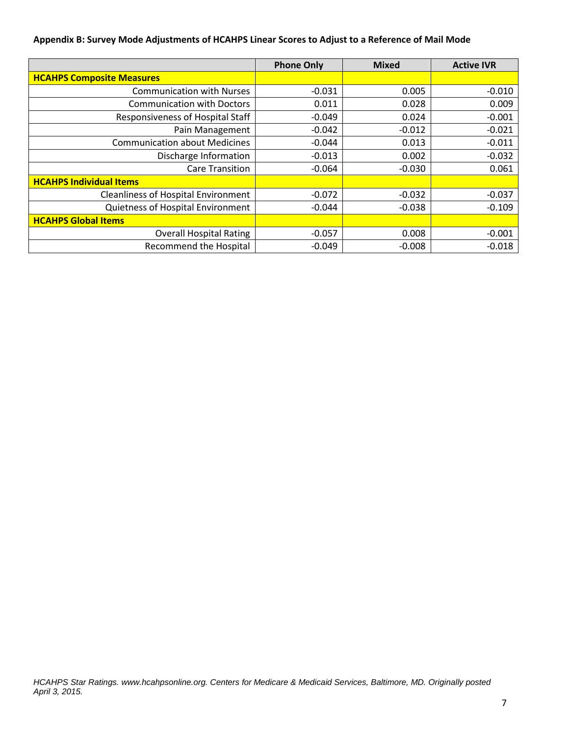**Appendix B: Survey Mode Adjustments of HCAHPS Linear Scores to Adjust to a Reference of Mail Mode**

| | Phone Only | Mixed | Active IVR |
|---|---|---|---|
| **HCAHPS Composite Measures** | | | |
| Communication with Nurses | -0.031 | 0.005 | -0.010 |
| Communication with Doctors | 0.011 | 0.028 | 0.009 |
| Responsiveness of Hospital Staff | -0.049 | 0.024 | -0.001 |
| Pain Management | -0.042 | -0.012 | -0.021 |
| Communication about Medicines | -0.044 | 0.013 | -0.011 |
| Discharge Information | -0.013 | 0.002 | -0.032 |
| Care Transition | -0.064 | -0.030 | 0.061 |
| **HCAHPS Individual Items** | | | |
| Cleanliness of Hospital Environment | -0.072 | -0.032 | -0.037 |
| Quietness of Hospital Environment | -0.044 | -0.038 | -0.109 |
| **HCAHPS Global Items** | | | |
| Overall Hospital Rating | -0.057 | 0.008 | -0.001 |
| Recommend the Hospital | -0.049 | -0.008 | -0.018 |

*HCAHPS Star Ratings. www.hcahpsonline.org. Centers for Medicare & Medicaid Services, Baltimore, MD. Originally posted April 3, 2015.*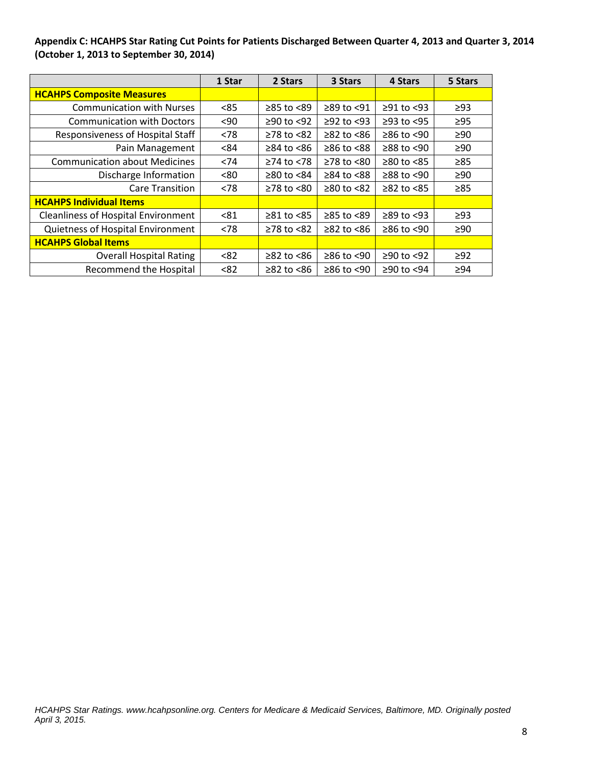**Appendix C: HCAHPS Star Rating Cut Points for Patients Discharged Between Quarter 4, 2013 and Quarter 3, 2014 (October 1, 2013 to September 30, 2014)**

| | 1 Star | 2 Stars | 3 Stars | 4 Stars | 5 Stars |
|---|---|---|---|---|---|
| **HCAHPS Composite Measures** | | | | | |
| Communication with Nurses | <85 | ≥85 to <89 | ≥89 to <91 | ≥91 to <93 | ≥93 |
| Communication with Doctors | <90 | ≥90 to <92 | ≥92 to <93 | ≥93 to <95 | ≥95 |
| Responsiveness of Hospital Staff | <78 | ≥78 to <82 | ≥82 to <86 | ≥86 to <90 | ≥90 |
| Pain Management | <84 | ≥84 to <86 | ≥86 to <88 | ≥88 to <90 | ≥90 |
| Communication about Medicines | <74 | ≥74 to <78 | ≥78 to <80 | ≥80 to <85 | ≥85 |
| Discharge Information | <80 | ≥80 to <84 | ≥84 to <88 | ≥88 to <90 | ≥90 |
| Care Transition | <78 | ≥78 to <80 | ≥80 to <82 | ≥82 to <85 | ≥85 |
| **HCAHPS Individual Items** | | | | | |
| Cleanliness of Hospital Environment | <81 | ≥81 to <85 | ≥85 to <89 | ≥89 to <93 | ≥93 |
| Quietness of Hospital Environment | <78 | ≥78 to <82 | ≥82 to <86 | ≥86 to <90 | ≥90 |
| **HCAHPS Global Items** | | | | | |
| Overall Hospital Rating | <82 | ≥82 to <86 | ≥86 to <90 | ≥90 to <92 | ≥92 |
| Recommend the Hospital | <82 | ≥82 to <86 | ≥86 to <90 | ≥90 to <94 | ≥94 |

*HCAHPS Star Ratings. www.hcahpsonline.org. Centers for Medicare & Medicaid Services, Baltimore, MD. Originally posted April 3, 2015.*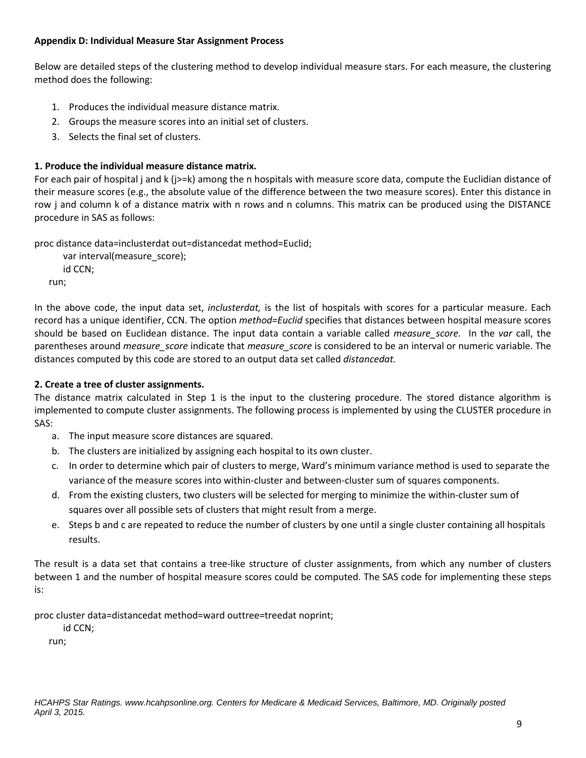**Appendix D: Individual Measure Star Assignment Process**

Below are detailed steps of the clustering method to develop individual measure stars. For each measure, the clustering method does the following:

1. Produces the individual measure distance matrix.
2. Groups the measure scores into an initial set of clusters.
3. Selects the final set of clusters.

**1. Produce the individual measure distance matrix.**

For each pair of hospital j and k (j>=k) among the n hospitals with measure score data, compute the Euclidian distance of their measure scores (e.g., the absolute value of the difference between the two measure scores). Enter this distance in row j and column k of a distance matrix with n rows and n columns. This matrix can be produced using the DISTANCE procedure in SAS as follows:

```
proc distance data=inclusterdat out=distancedat method=Euclid;
    var interval(measure_score);
    id CCN;
run;
```

In the above code, the input data set, *inclusterdat,* is the list of hospitals with scores for a particular measure. Each record has a unique identifier, CCN. The option *method=Euclid* specifies that distances between hospital measure scores should be based on Euclidean distance. The input data contain a variable called *measure_score.* In the *var* call, the parentheses around *measure_score* indicate that *measure_score* is considered to be an interval or numeric variable. The distances computed by this code are stored to an output data set called *distancedat.*

**2. Create a tree of cluster assignments.**

The distance matrix calculated in Step 1 is the input to the clustering procedure. The stored distance algorithm is implemented to compute cluster assignments. The following process is implemented by using the CLUSTER procedure in SAS:

a. The input measure score distances are squared.
b. The clusters are initialized by assigning each hospital to its own cluster.
c. In order to determine which pair of clusters to merge, Ward's minimum variance method is used to separate the variance of the measure scores into within-cluster and between-cluster sum of squares components.
d. From the existing clusters, two clusters will be selected for merging to minimize the within-cluster sum of squares over all possible sets of clusters that might result from a merge.
e. Steps b and c are repeated to reduce the number of clusters by one until a single cluster containing all hospitals results.

The result is a data set that contains a tree-like structure of cluster assignments, from which any number of clusters between 1 and the number of hospital measure scores could be computed. The SAS code for implementing these steps is:

```
proc cluster data=distancedat method=ward outtree=treedat noprint;
    id CCN;
run;
```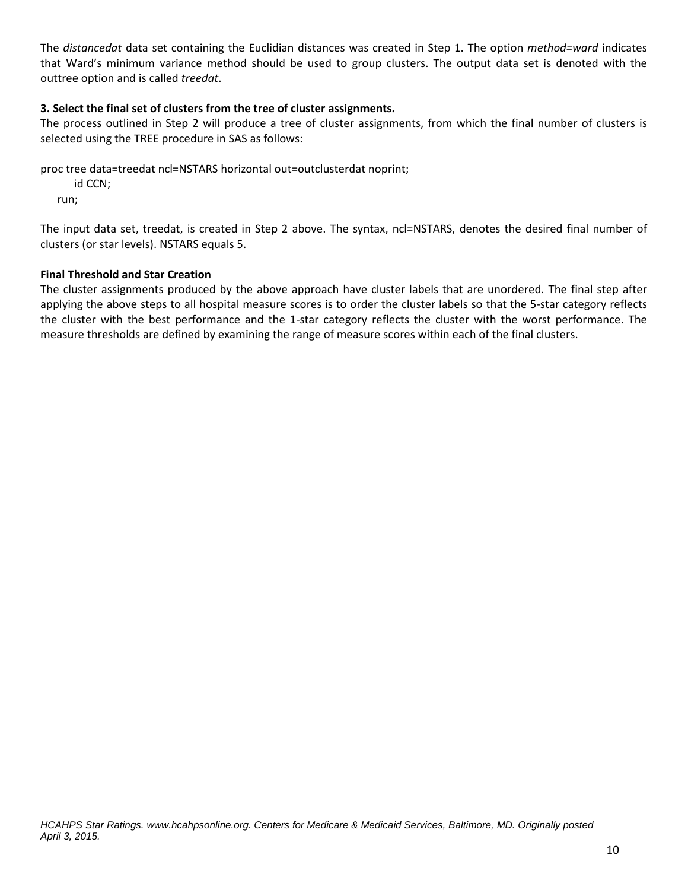The *distancedat* data set containing the Euclidian distances was created in Step 1. The option *method=ward* indicates that Ward's minimum variance method should be used to group clusters. The output data set is denoted with the outtree option and is called *treedat*.

**3. Select the final set of clusters from the tree of cluster assignments.**

The process outlined in Step 2 will produce a tree of cluster assignments, from which the final number of clusters is selected using the TREE procedure in SAS as follows:

```
proc tree data=treedat ncl=NSTARS horizontal out=outclusterdat noprint;
      id CCN;
   run;
```

The input data set, treedat, is created in Step 2 above. The syntax, ncl=NSTARS, denotes the desired final number of clusters (or star levels). NSTARS equals 5.

**Final Threshold and Star Creation**

The cluster assignments produced by the above approach have cluster labels that are unordered. The final step after applying the above steps to all hospital measure scores is to order the cluster labels so that the 5-star category reflects the cluster with the best performance and the 1-star category reflects the cluster with the worst performance. The measure thresholds are defined by examining the range of measure scores within each of the final clusters.

*HCAHPS Star Ratings. www.hcahpsonline.org. Centers for Medicare & Medicaid Services, Baltimore, MD. Originally posted April 3, 2015.*